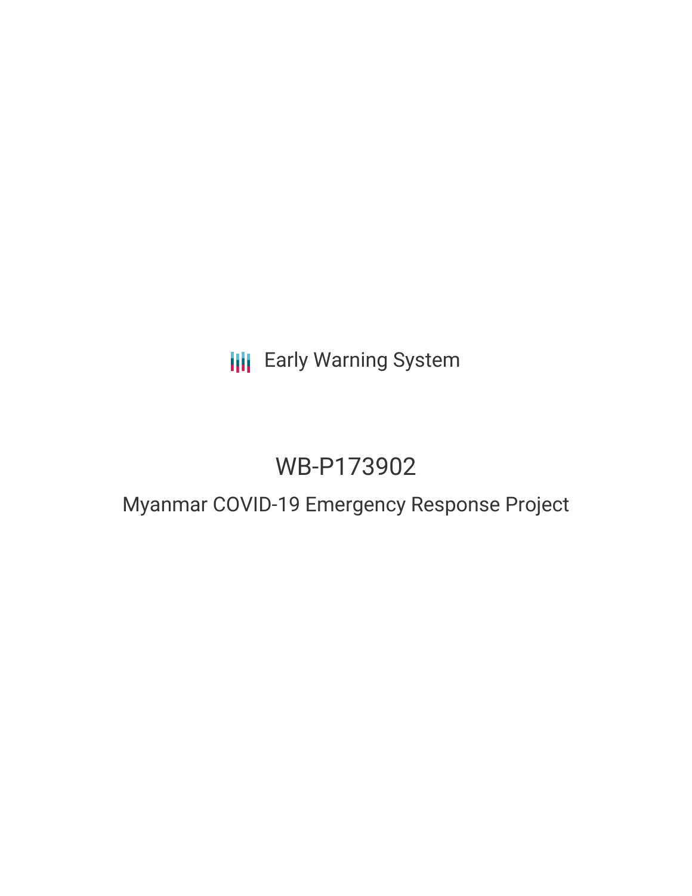Early Warning System

# WB-P173902

## Myanmar COVID-19 Emergency Response Project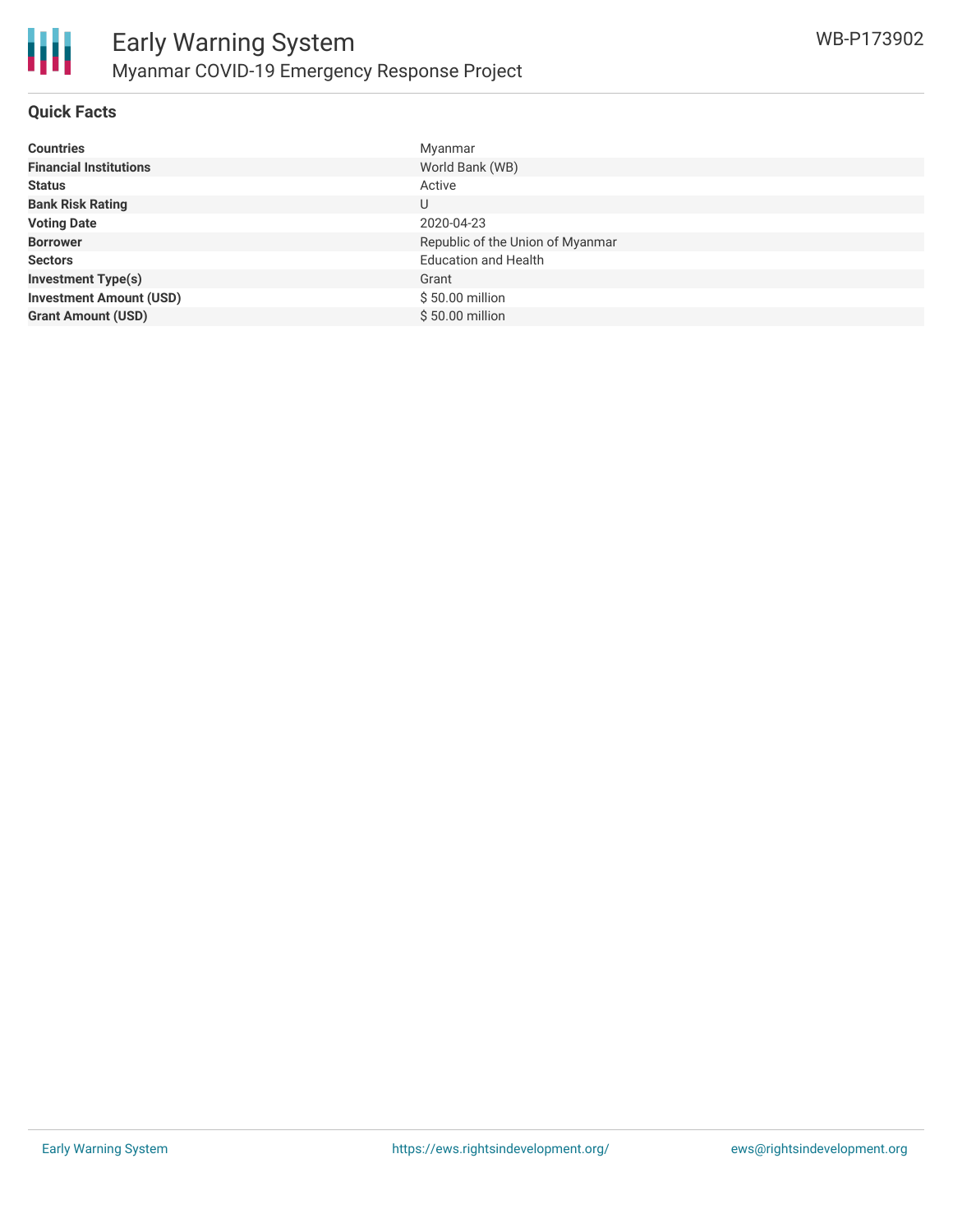## Quick Facts

| | |
|---|---|
| **Countries** | Myanmar |
| **Financial Institutions** | World Bank (WB) |
| **Status** | Active |
| **Bank Risk Rating** | U |
| **Voting Date** | 2020-04-23 |
| **Borrower** | Republic of the Union of Myanmar |
| **Sectors** | Education and Health |
| **Investment Type(s)** | Grant |
| **Investment Amount (USD)** | $ 50.00 million |
| **Grant Amount (USD)** | $ 50.00 million |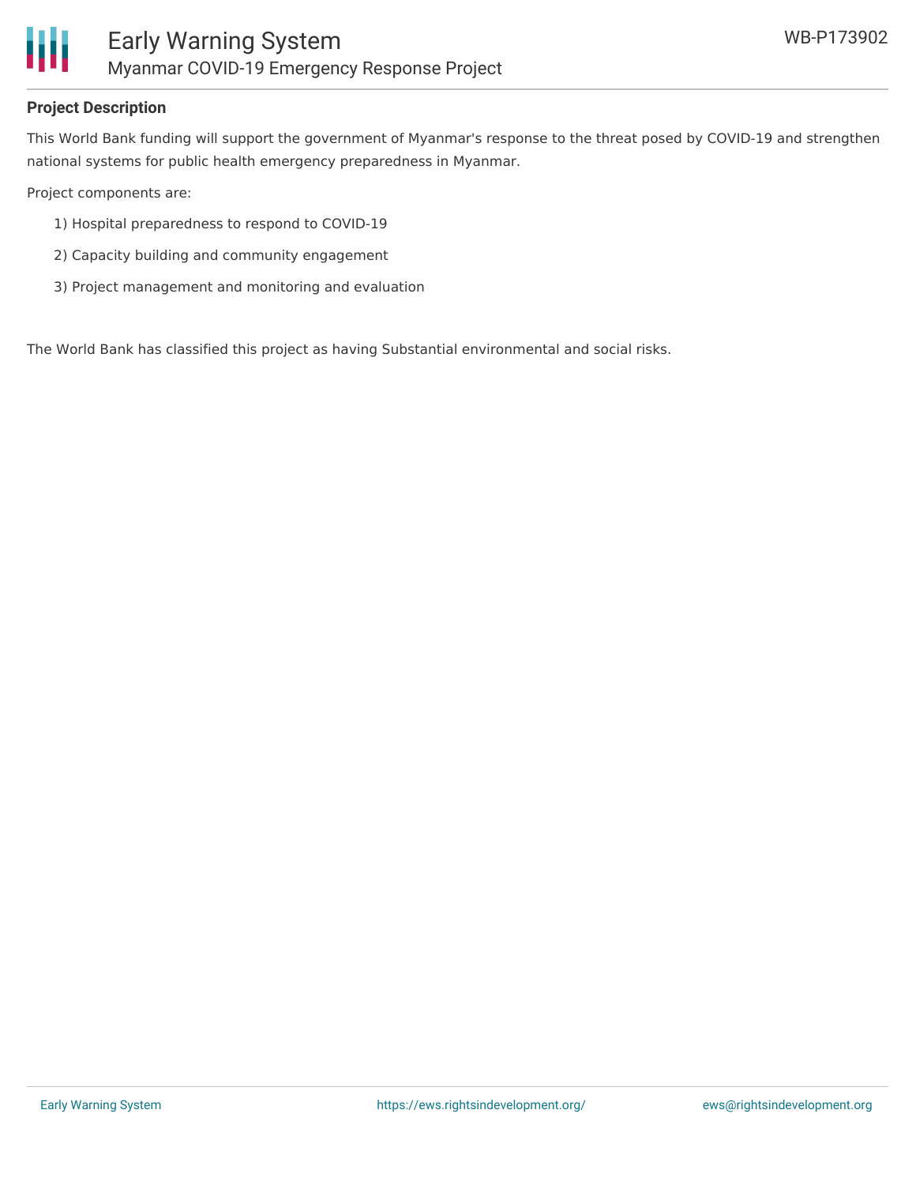## Project Description

This World Bank funding will support the government of Myanmar's response to the threat posed by COVID-19 and strengthen national systems for public health emergency preparedness in Myanmar.

Project components are:

1) Hospital preparedness to respond to COVID-19
2) Capacity building and community engagement
3) Project management and monitoring and evaluation

The World Bank has classified this project as having Substantial environmental and social risks.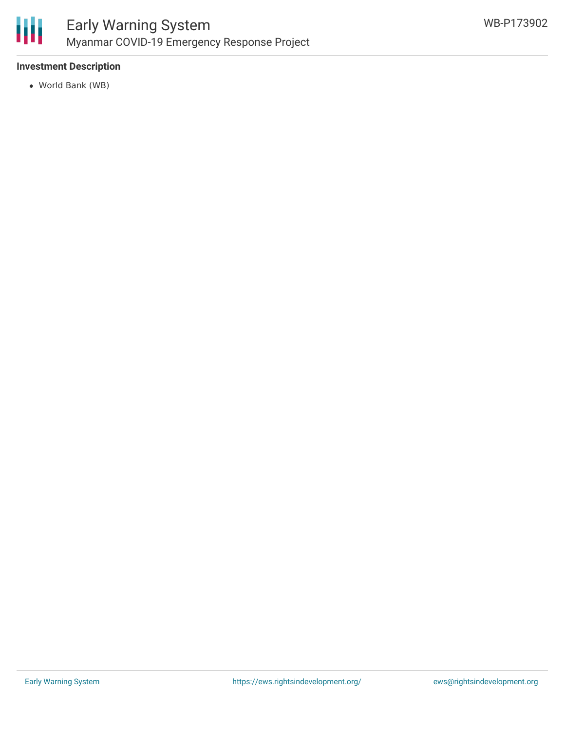**Investment Description**

- World Bank (WB)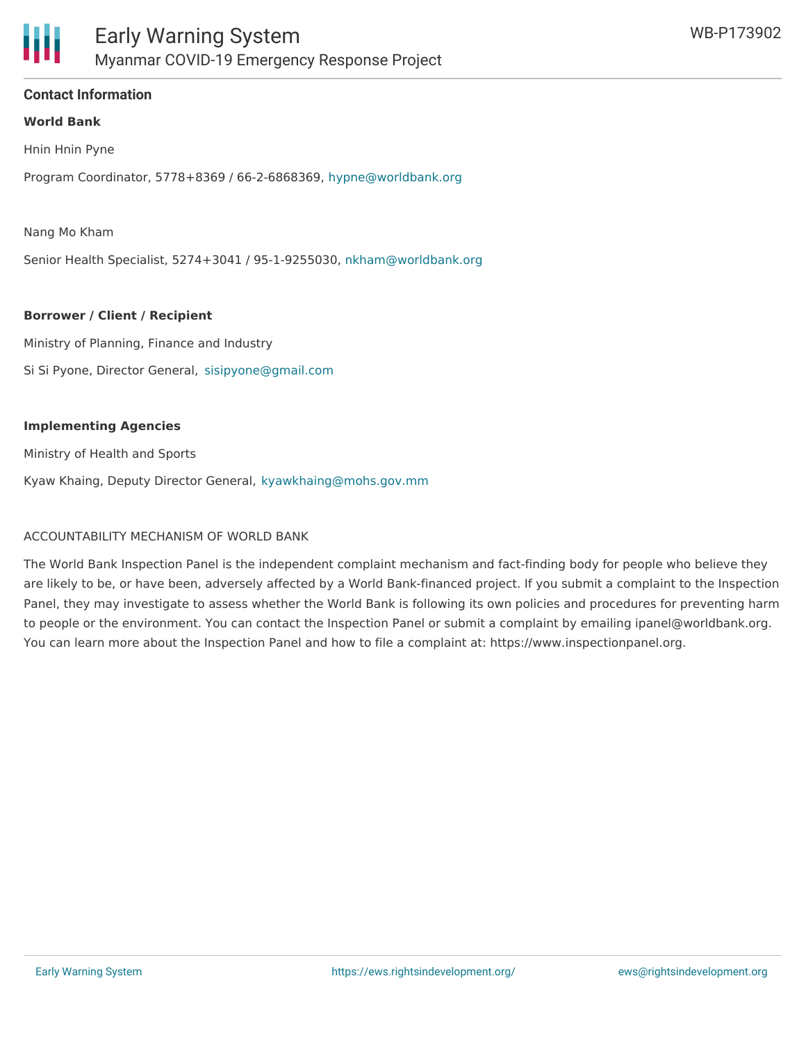## Contact Information

**World Bank**

Hnin Hnin Pyne

Program Coordinator, 5778+8369 / 66-2-6868369, hypne@worldbank.org

Nang Mo Kham

Senior Health Specialist, 5274+3041 / 95-1-9255030, nkham@worldbank.org

**Borrower / Client / Recipient**

Ministry of Planning, Finance and Industry

Si Si Pyone, Director General, sisipyone@gmail.com

**Implementing Agencies**

Ministry of Health and Sports

Kyaw Khaing, Deputy Director General, kyawkhaing@mohs.gov.mm

ACCOUNTABILITY MECHANISM OF WORLD BANK

The World Bank Inspection Panel is the independent complaint mechanism and fact-finding body for people who believe they are likely to be, or have been, adversely affected by a World Bank-financed project. If you submit a complaint to the Inspection Panel, they may investigate to assess whether the World Bank is following its own policies and procedures for preventing harm to people or the environment. You can contact the Inspection Panel or submit a complaint by emailing ipanel@worldbank.org. You can learn more about the Inspection Panel and how to file a complaint at: https://www.inspectionpanel.org.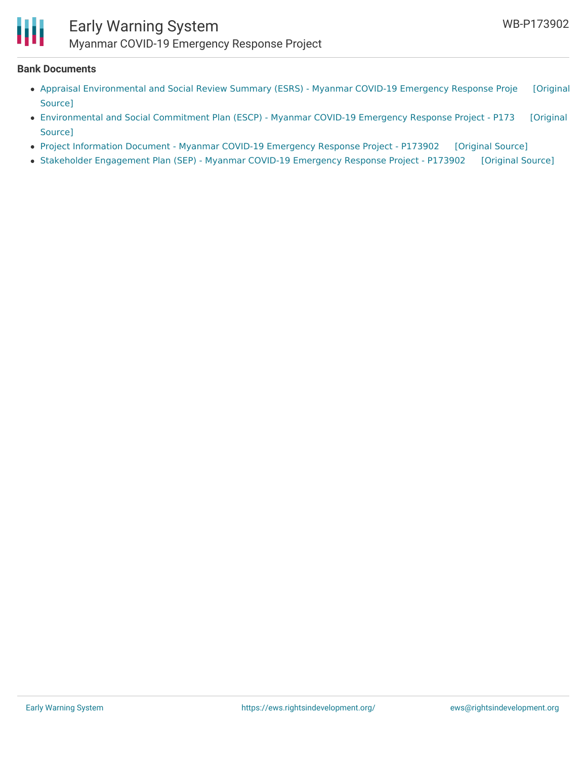## Bank Documents

- Appraisal Environmental and Social Review Summary (ESRS) - Myanmar COVID-19 Emergency Response Proje [Original Source]
- Environmental and Social Commitment Plan (ESCP) - Myanmar COVID-19 Emergency Response Project - P173 [Original Source]
- Project Information Document - Myanmar COVID-19 Emergency Response Project - P173902 [Original Source]
- Stakeholder Engagement Plan (SEP) - Myanmar COVID-19 Emergency Response Project - P173902 [Original Source]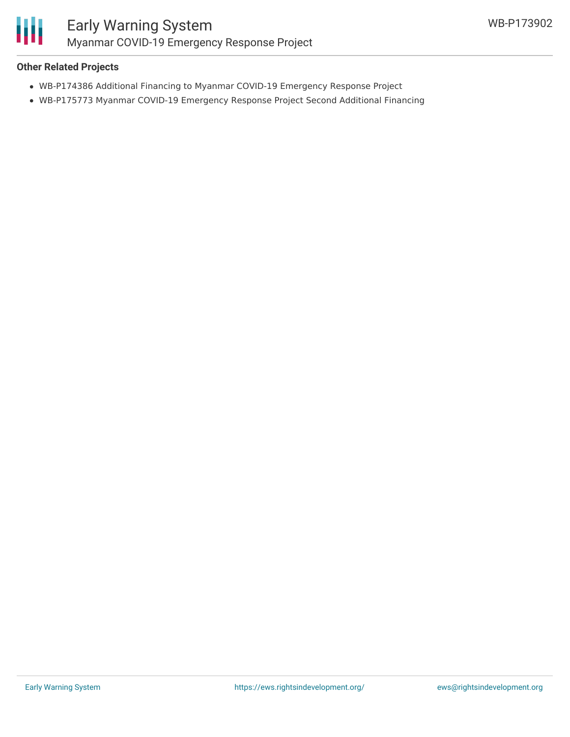**Other Related Projects**

- WB-P174386 Additional Financing to Myanmar COVID-19 Emergency Response Project
- WB-P175773 Myanmar COVID-19 Emergency Response Project Second Additional Financing